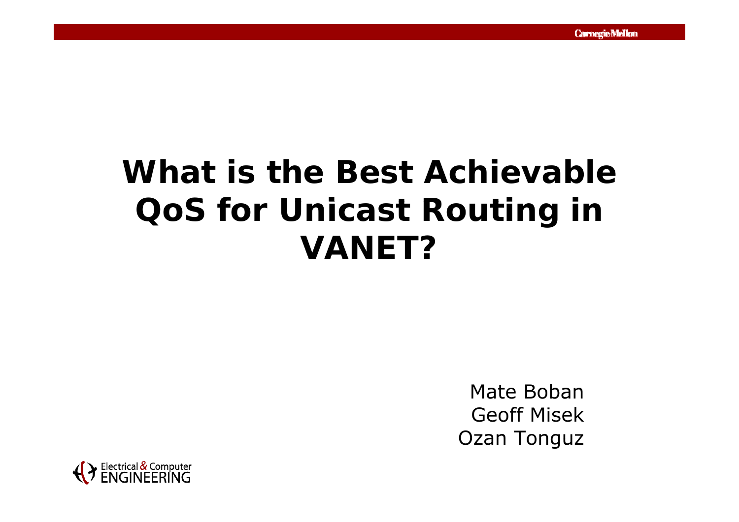# What is the Best Achievable QoS for Unicast Routing in VANET?

Mate Boban
Geoff Misek
Ozan Tonguz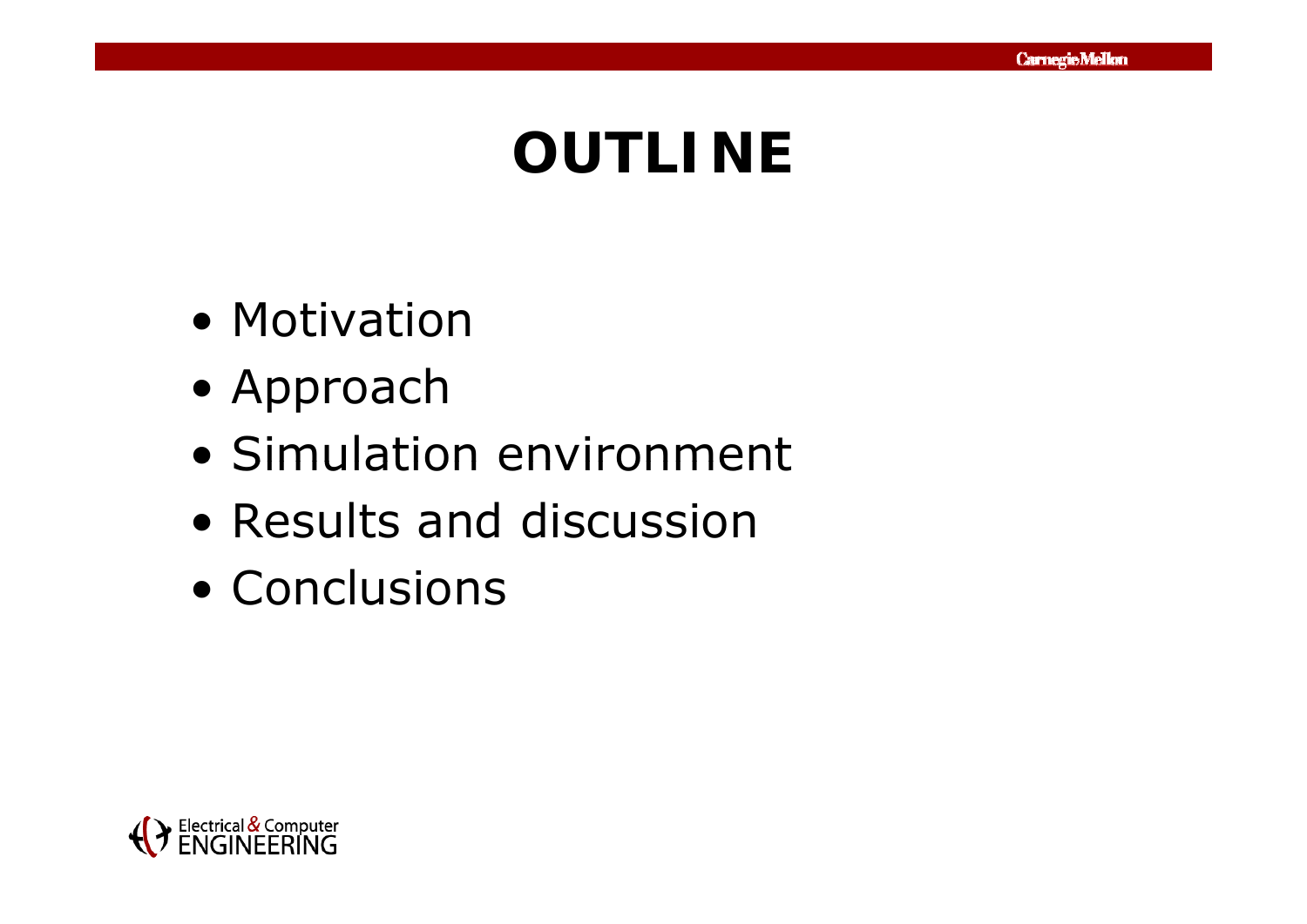# OUTLINE

- Motivation
- Approach
- Simulation environment
- Results and discussion
- Conclusions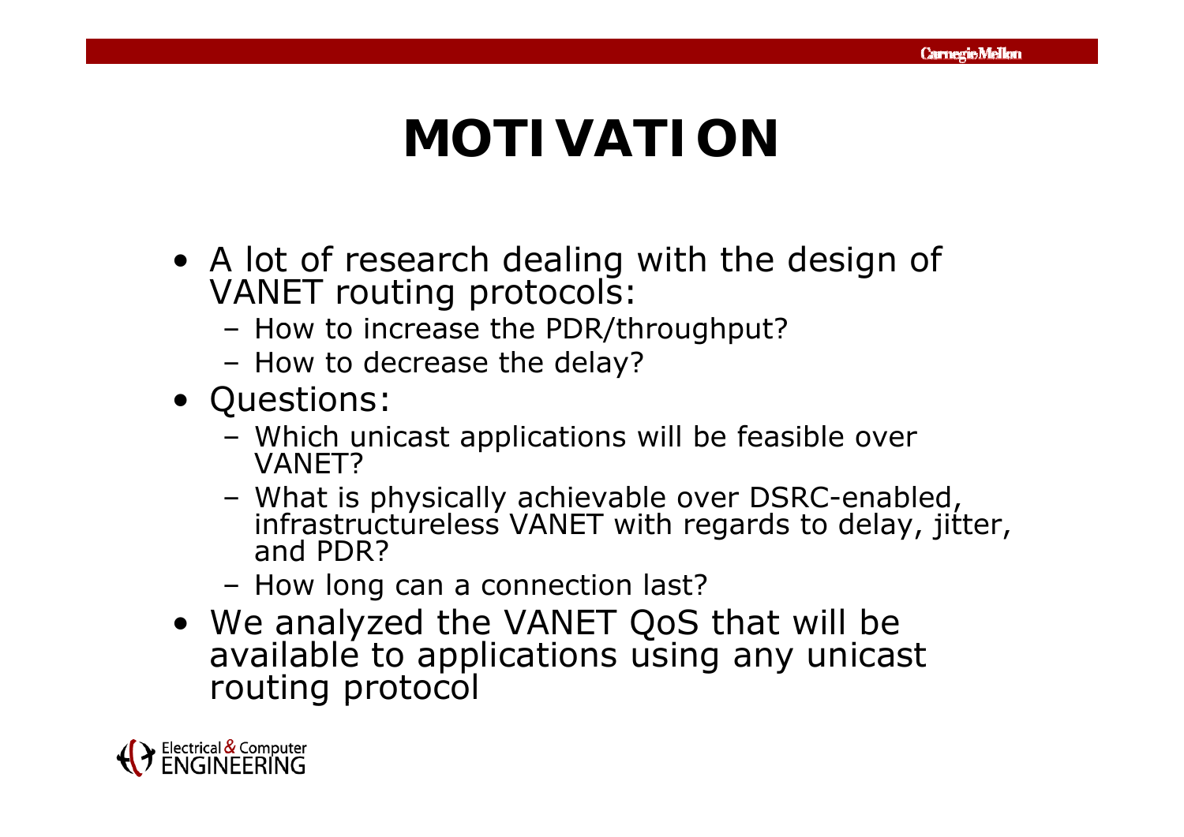# MOTIVATION

- A lot of research dealing with the design of VANET routing protocols:
  - How to increase the PDR/throughput?
  - How to decrease the delay?
- Questions:
  - Which unicast applications will be feasible over VANET?
  - What is physically achievable over DSRC-enabled, infrastructureless VANET with regards to delay, jitter, and PDR?
  - How long can a connection last?
- We analyzed the VANET QoS that will be available to applications using any unicast routing protocol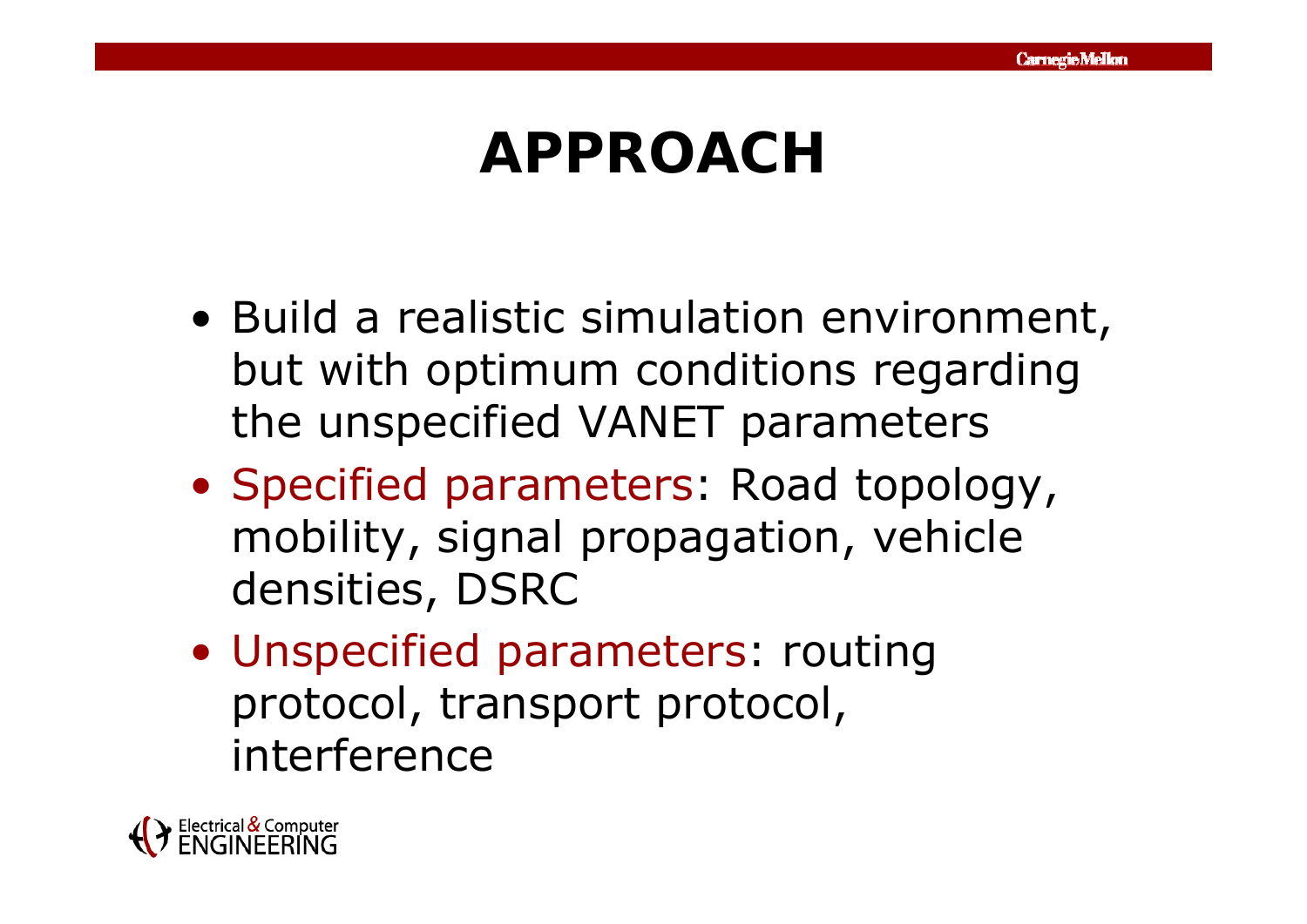# APPROACH

- Build a realistic simulation environment, but with optimum conditions regarding the unspecified VANET parameters
- Specified parameters: Road topology, mobility, signal propagation, vehicle densities, DSRC
- Unspecified parameters: routing protocol, transport protocol, interference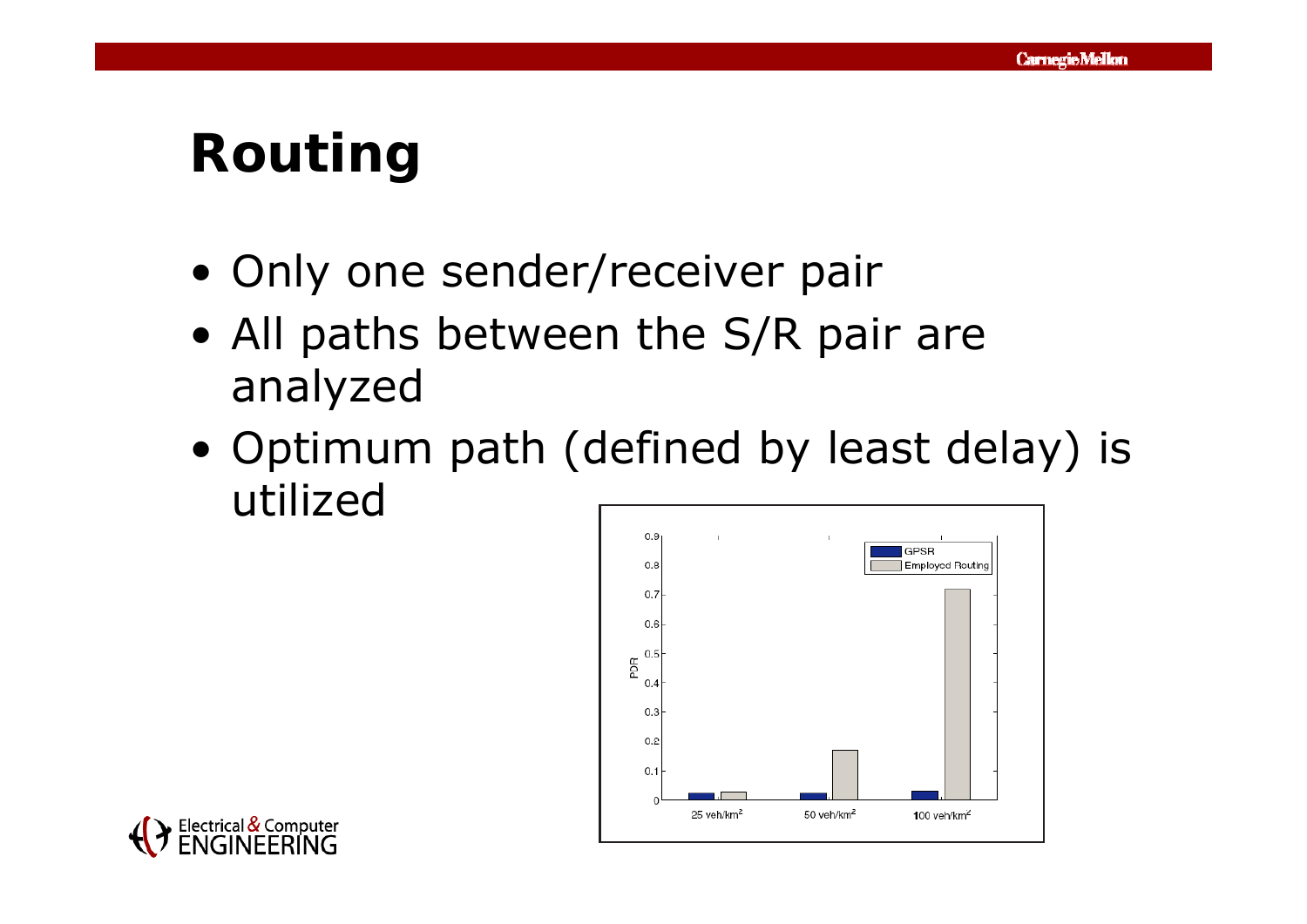# Routing

- Only one sender/receiver pair
- All paths between the S/R pair are analyzed
- Optimum path (defined by least delay) is utilized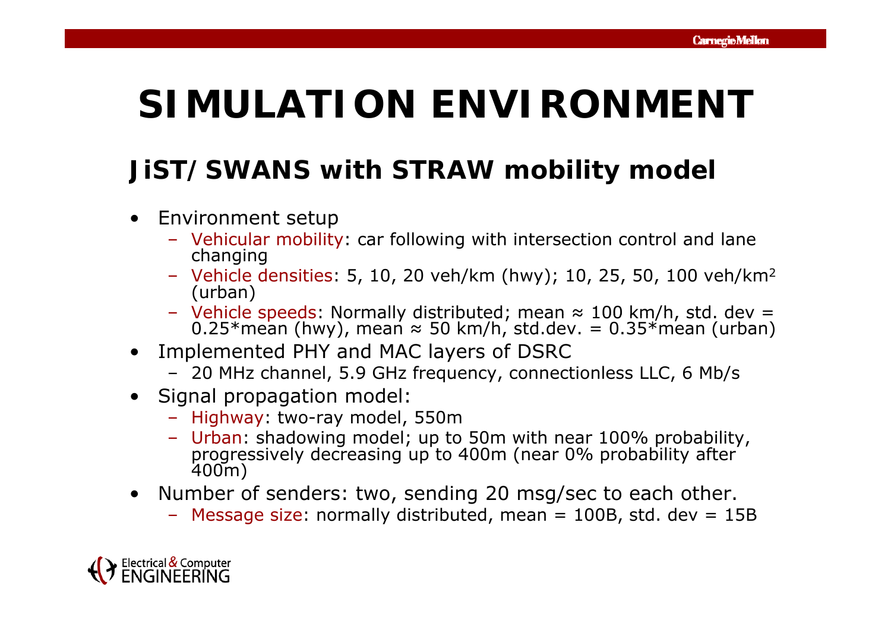# SIMULATION ENVIRONMENT

## JiST/SWANS with STRAW mobility model

- Environment setup
  - Vehicular mobility: car following with intersection control and lane changing
  - Vehicle densities: 5, 10, 20 veh/km (hwy); 10, 25, 50, 100 veh/km$^2$ (urban)
  - Vehicle speeds: Normally distributed; mean ≈ 100 km/h, std. dev = 0.25*mean (hwy), mean ≈ 50 km/h, std.dev. = 0.35*mean (urban)
- Implemented PHY and MAC layers of DSRC
  - 20 MHz channel, 5.9 GHz frequency, connectionless LLC, 6 Mb/s
- Signal propagation model:
  - Highway: two-ray model, 550m
  - Urban: shadowing model; up to 50m with near 100% probability, progressively decreasing up to 400m (near 0% probability after 400m)
- Number of senders: two, sending 20 msg/sec to each other.
  - Message size: normally distributed, mean = 100B, std. dev = 15B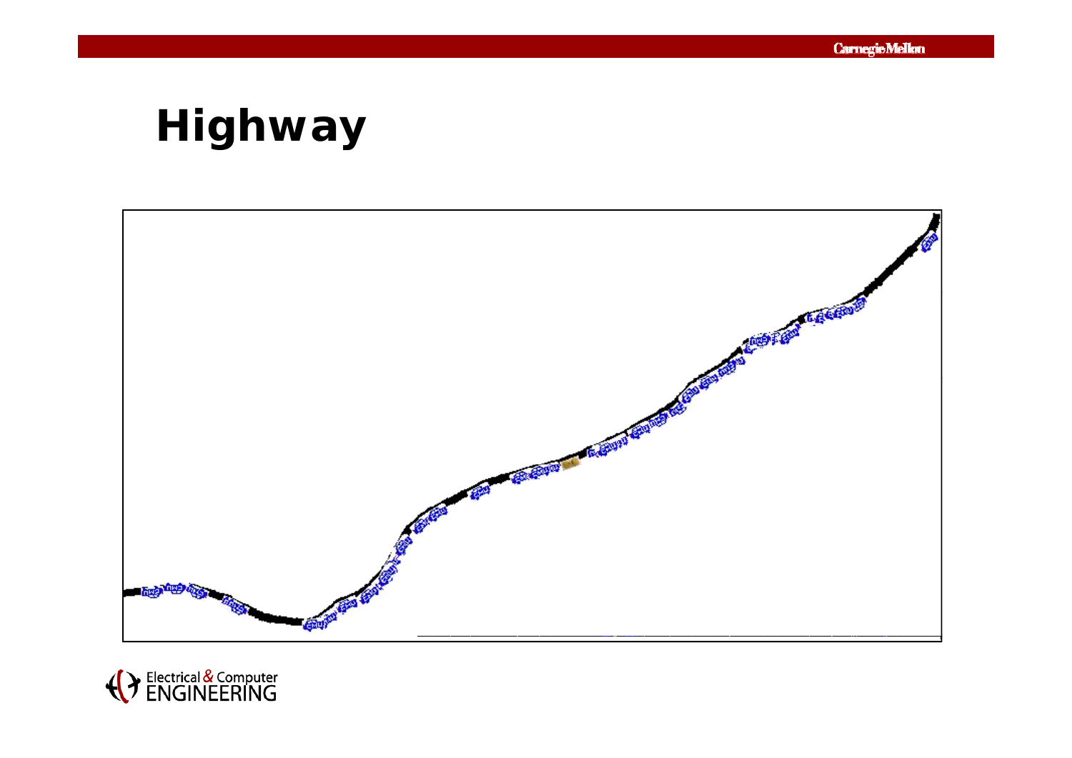# Highway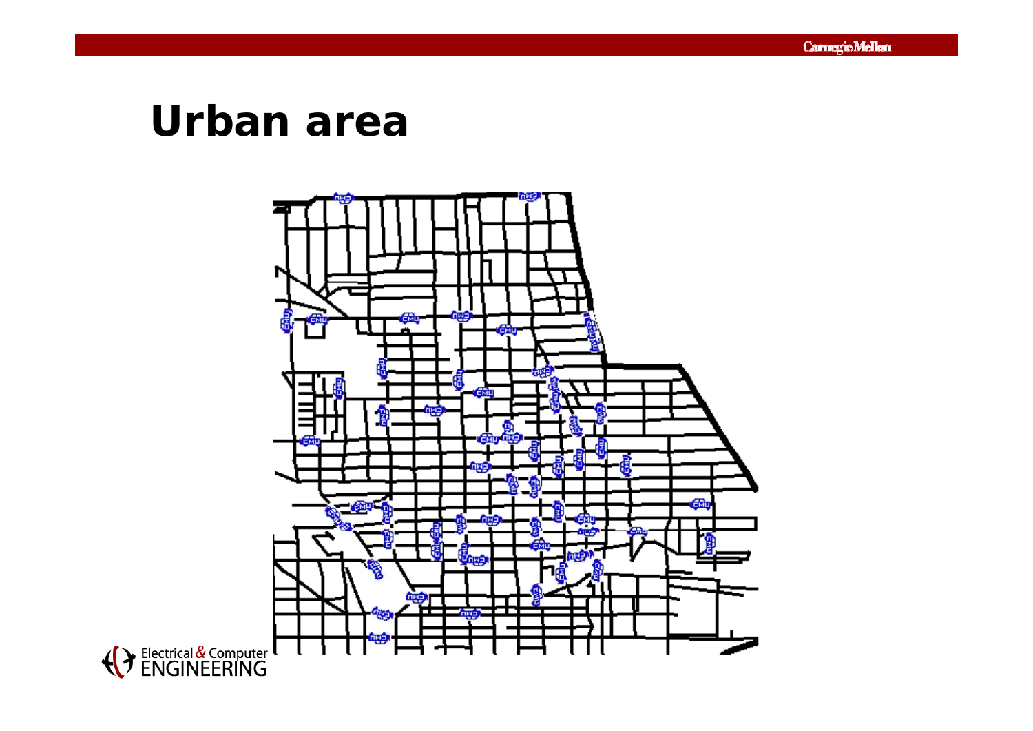# Urban area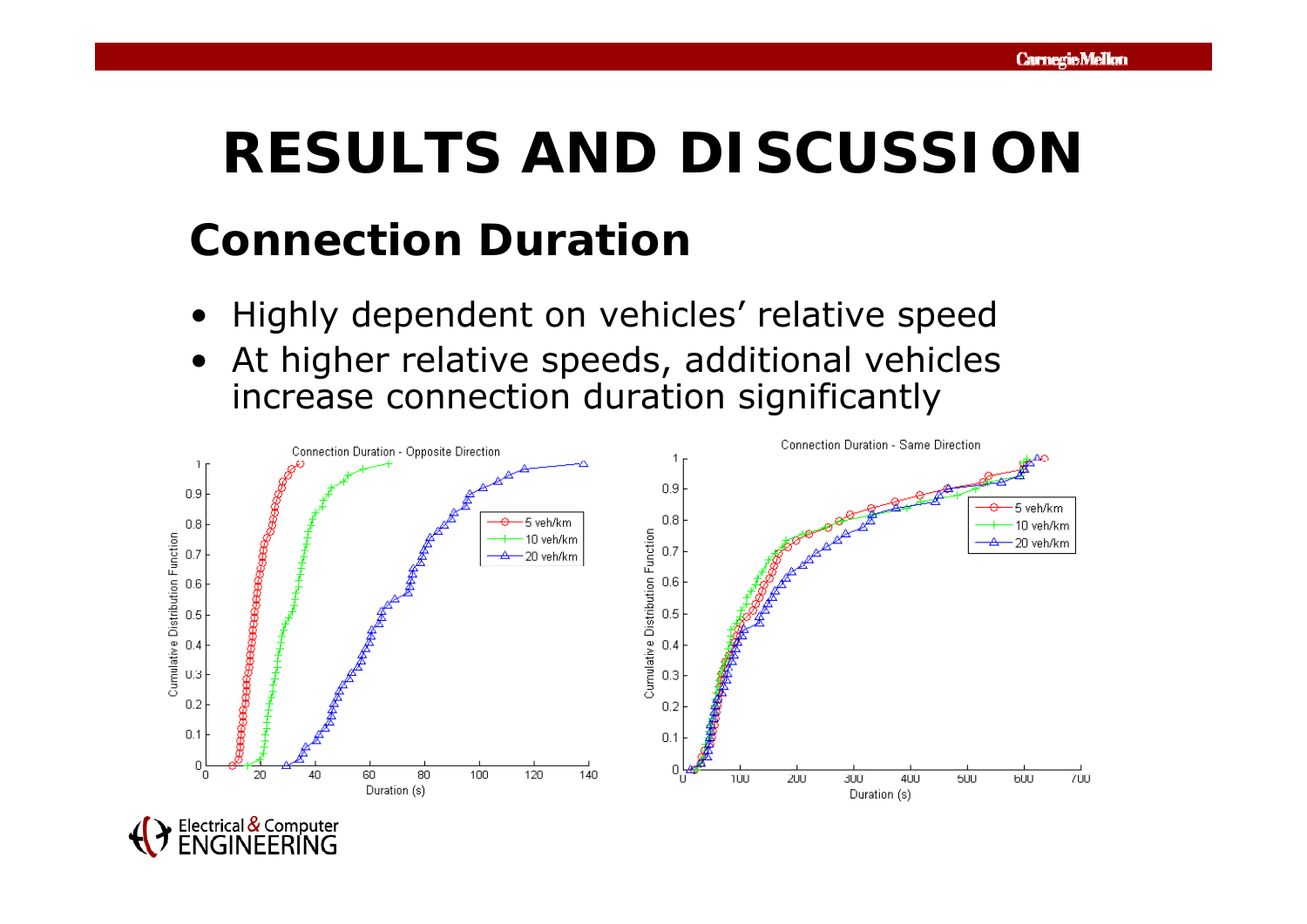# RESULTS AND DISCUSSION

## Connection Duration

- Highly dependent on vehicles' relative speed
- At higher relative speeds, additional vehicles increase connection duration significantly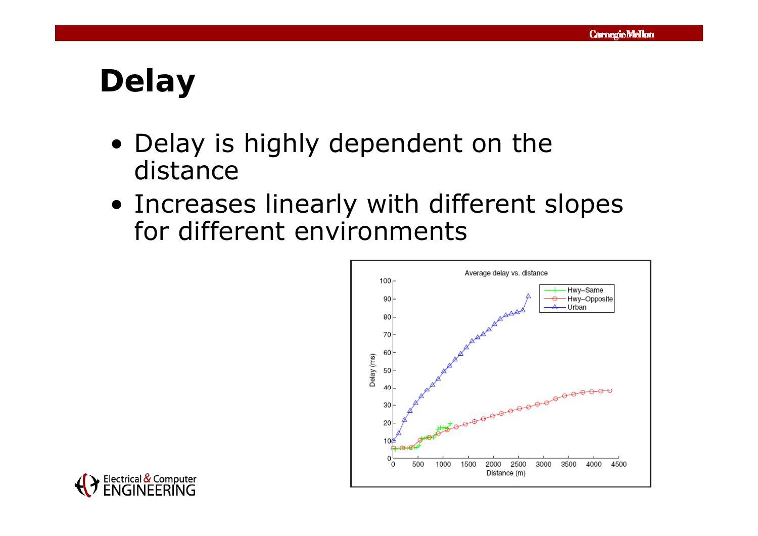# Delay

- Delay is highly dependent on the distance
- Increases linearly with different slopes for different environments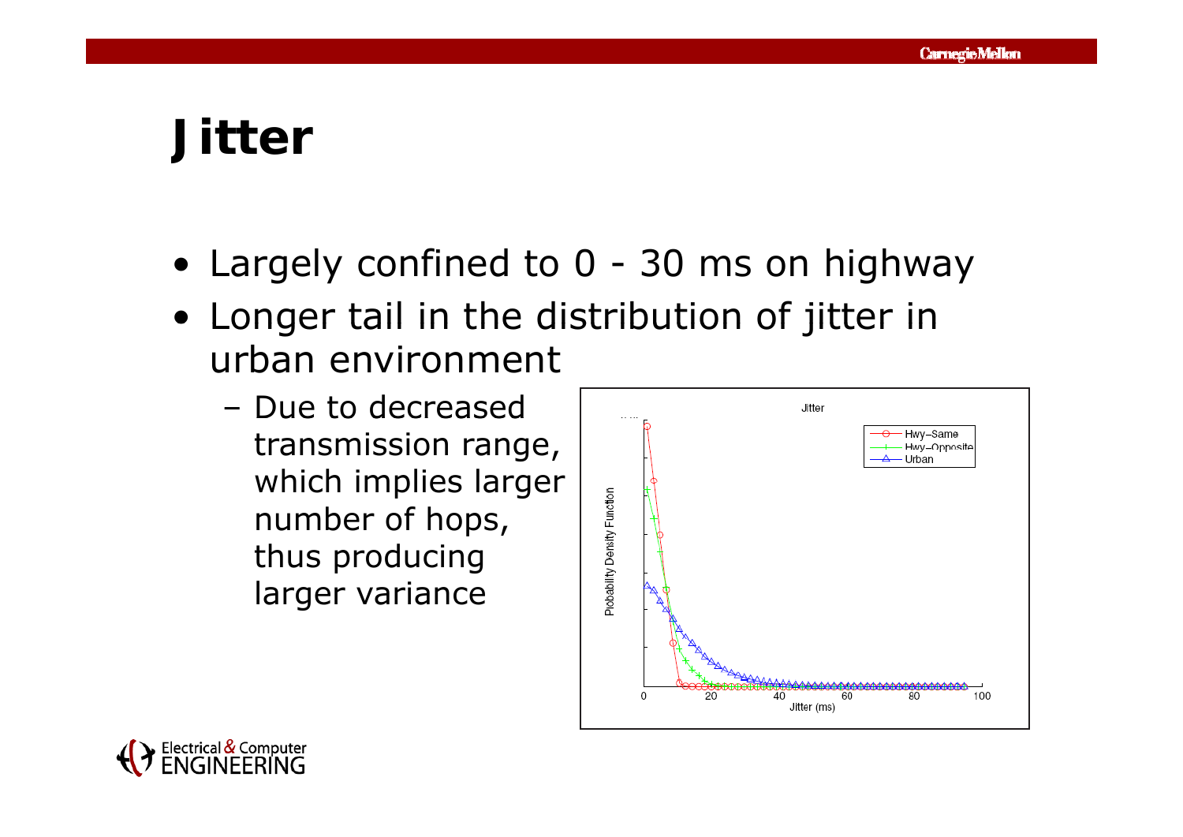# Jitter

- Largely confined to 0 - 30 ms on highway
- Longer tail in the distribution of jitter in urban environment
  - Due to decreased transmission range, which implies larger number of hops, thus producing larger variance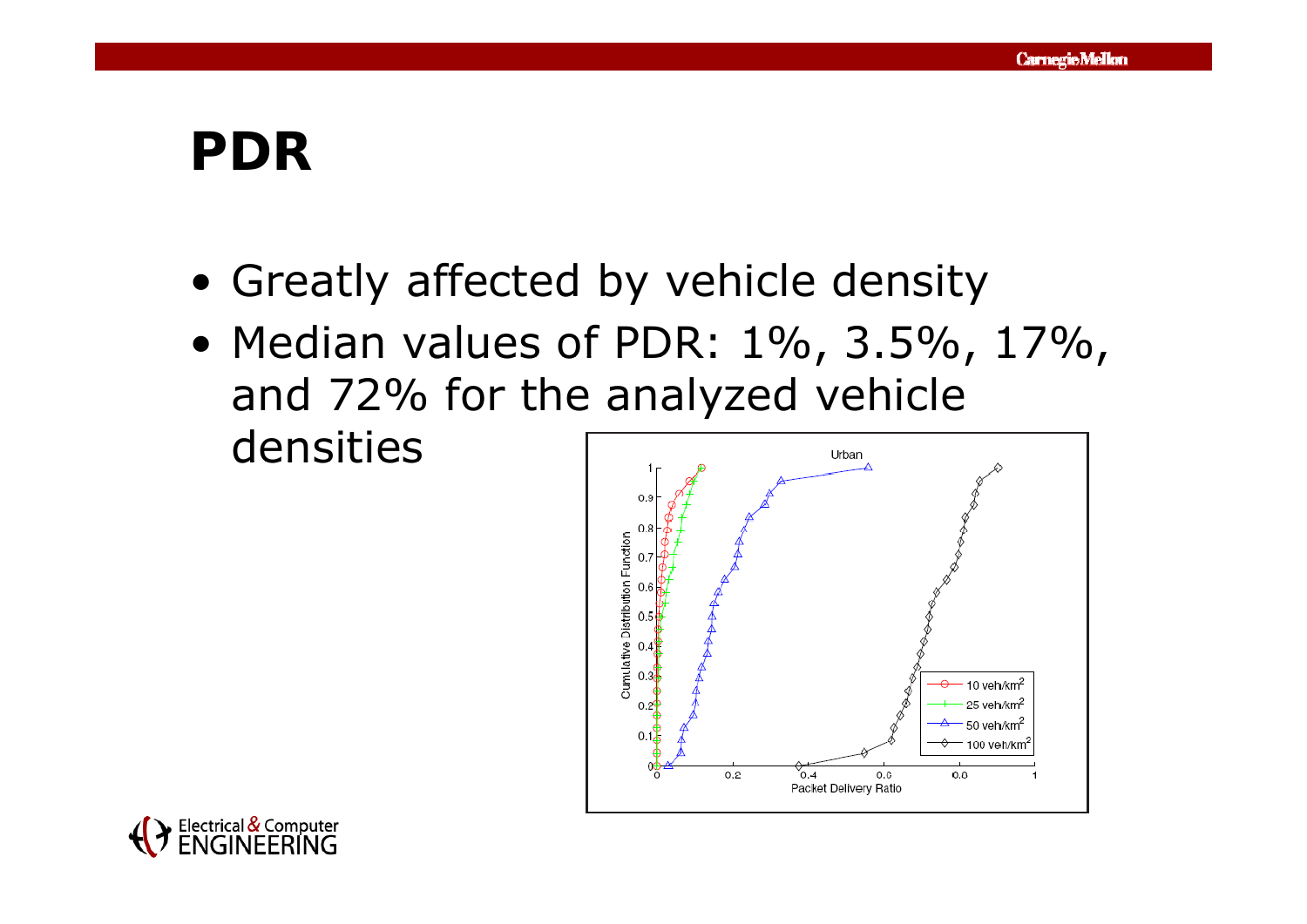# PDR

- Greatly affected by vehicle density
- Median values of PDR: 1%, 3.5%, 17%, and 72% for the analyzed vehicle densities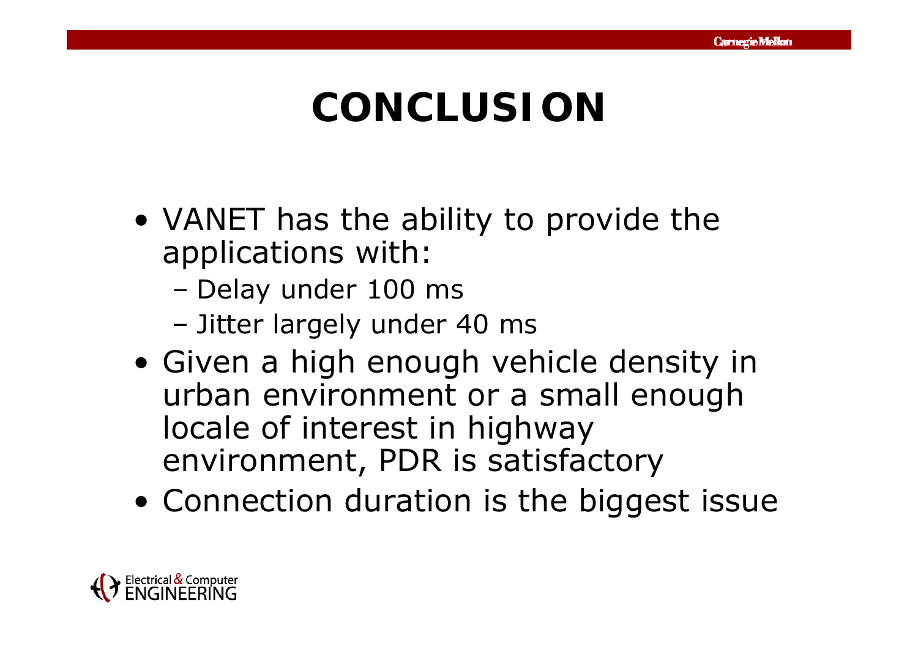# CONCLUSION

- VANET has the ability to provide the applications with:
  - Delay under 100 ms
  - Jitter largely under 40 ms
- Given a high enough vehicle density in urban environment or a small enough locale of interest in highway environment, PDR is satisfactory
- Connection duration is the biggest issue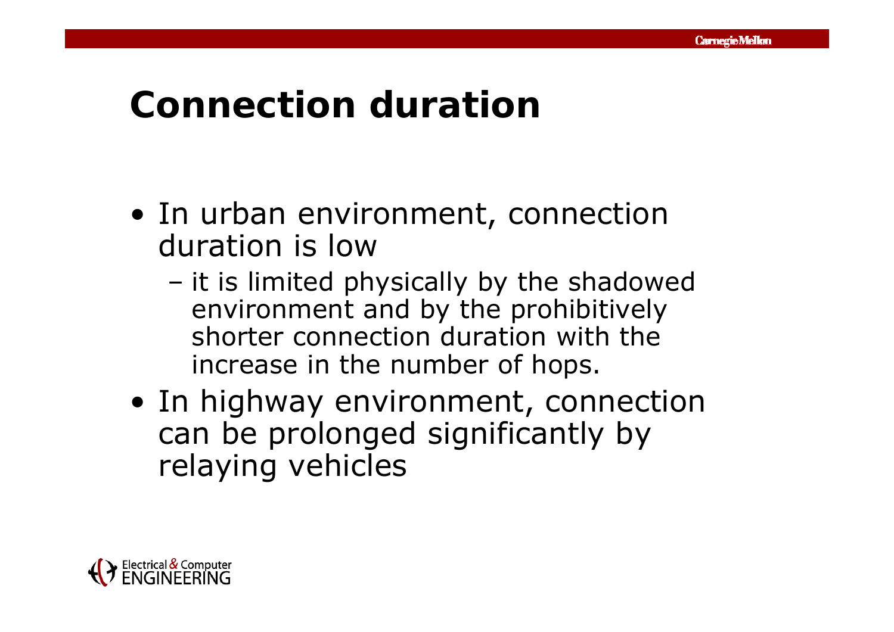# Connection duration

- In urban environment, connection duration is low
  - it is limited physically by the shadowed environment and by the prohibitively shorter connection duration with the increase in the number of hops.
- In highway environment, connection can be prolonged significantly by relaying vehicles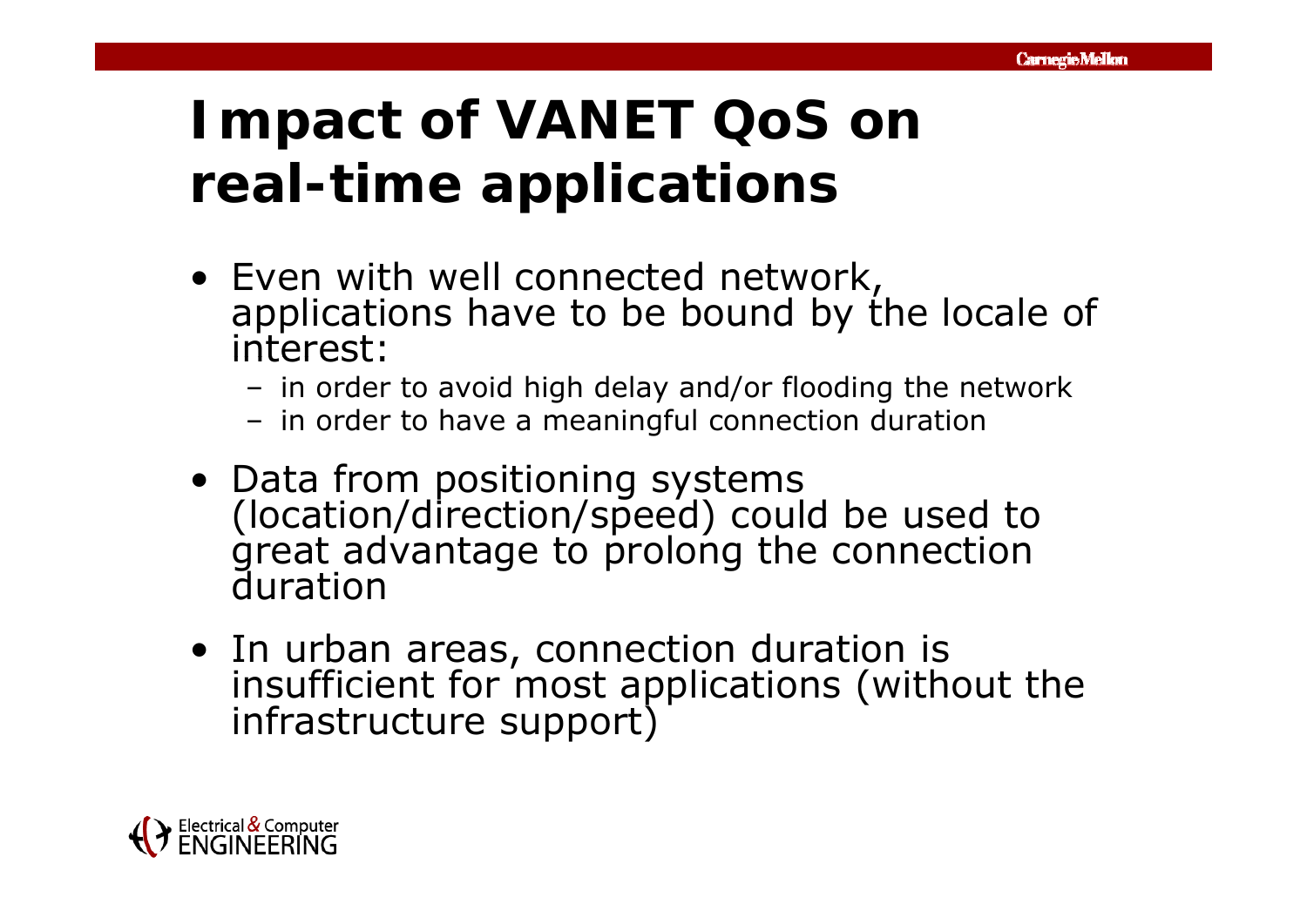# Impact of VANET QoS on real-time applications

- Even with well connected network, applications have to be bound by the locale of interest:
  - in order to avoid high delay and/or flooding the network
  - in order to have a meaningful connection duration
- Data from positioning systems (location/direction/speed) could be used to great advantage to prolong the connection duration
- In urban areas, connection duration is insufficient for most applications (without the infrastructure support)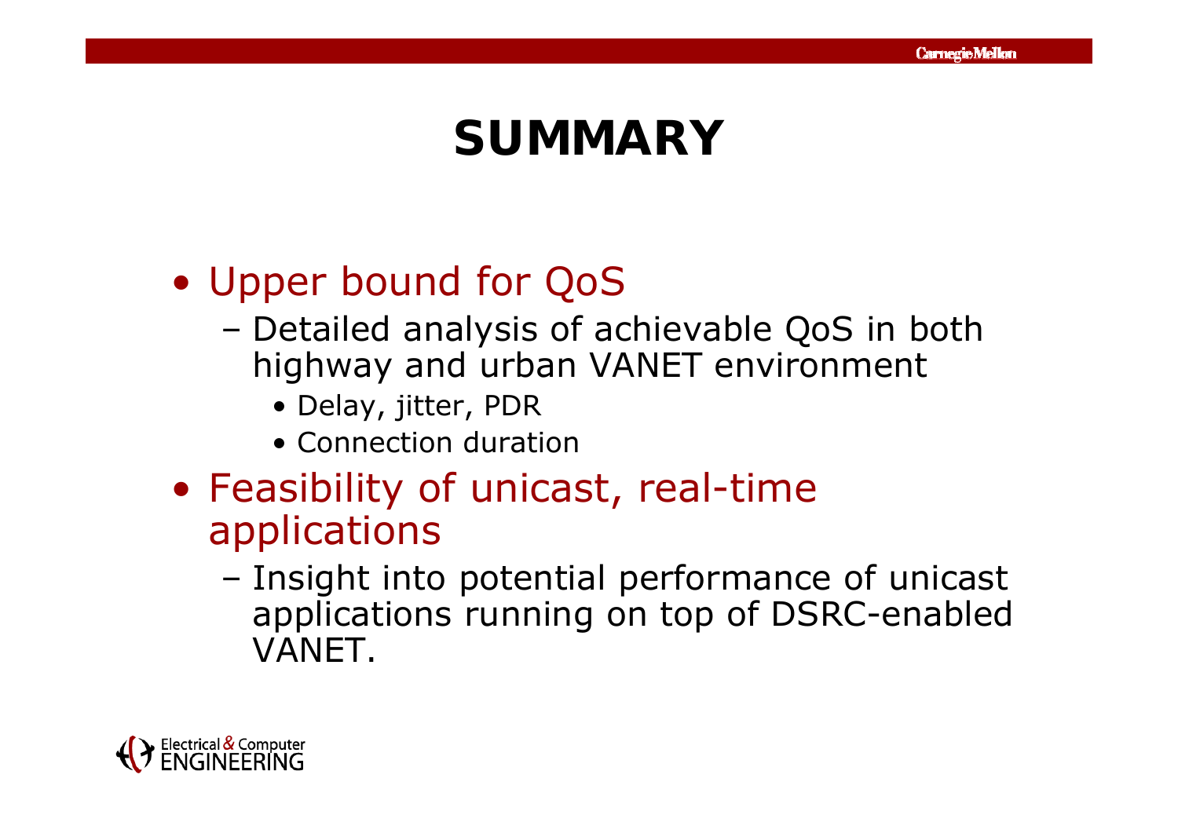# SUMMARY

- Upper bound for QoS
  - Detailed analysis of achievable QoS in both highway and urban VANET environment
    - Delay, jitter, PDR
    - Connection duration
- Feasibility of unicast, real-time applications
  - Insight into potential performance of unicast applications running on top of DSRC-enabled VANET.